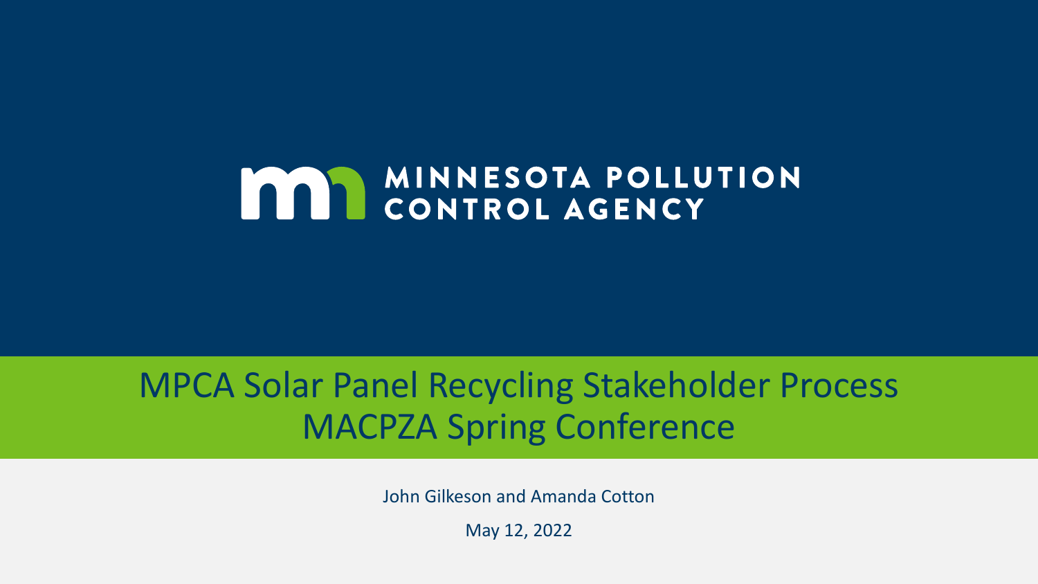MINNESOTA POLLUTION CONTROL AGENCY

# MPCA Solar Panel Recycling Stakeholder Process
# MACPZA Spring Conference

John Gilkeson and Amanda Cotton

May 12, 2022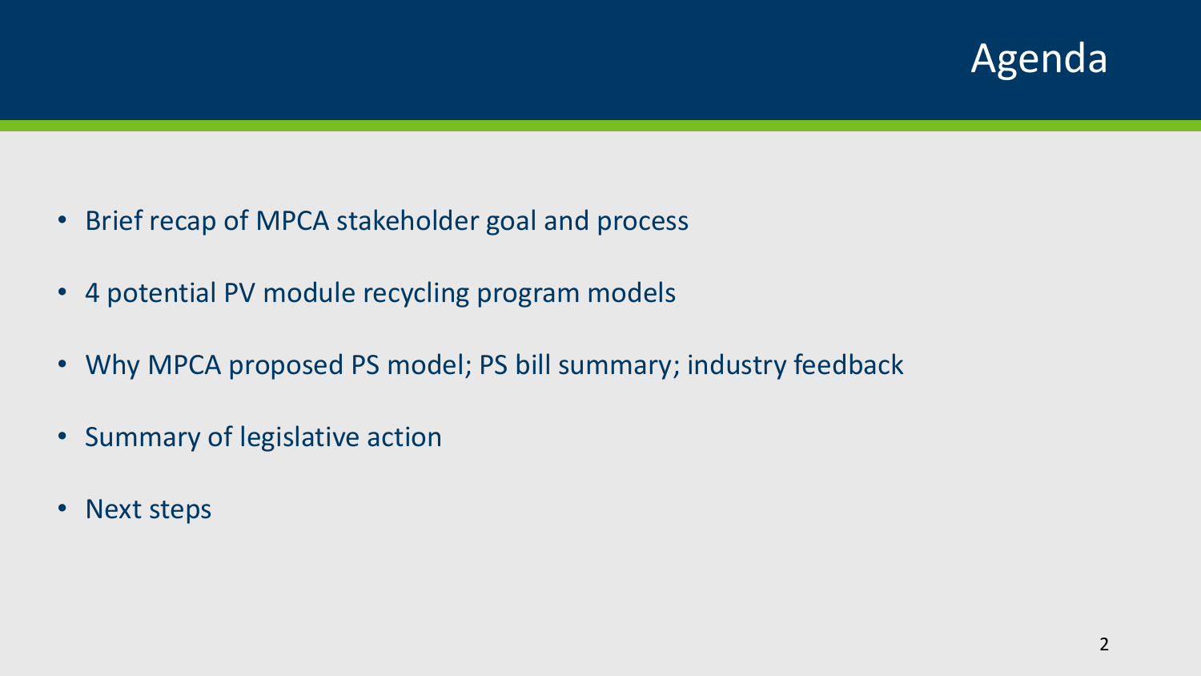# Agenda

- Brief recap of MPCA stakeholder goal and process
- 4 potential PV module recycling program models
- Why MPCA proposed PS model; PS bill summary; industry feedback
- Summary of legislative action
- Next steps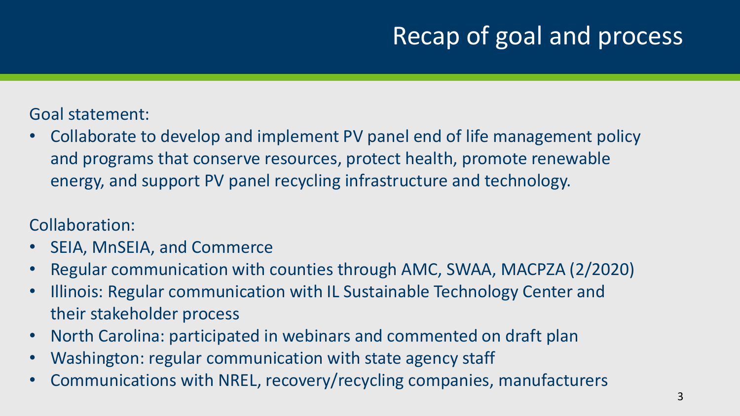# Recap of goal and process

Goal statement:

- Collaborate to develop and implement PV panel end of life management policy and programs that conserve resources, protect health, promote renewable energy, and support PV panel recycling infrastructure and technology.

Collaboration:

- SEIA, MnSEIA, and Commerce
- Regular communication with counties through AMC, SWAA, MACPZA (2/2020)
- Illinois: Regular communication with IL Sustainable Technology Center and their stakeholder process
- North Carolina: participated in webinars and commented on draft plan
- Washington: regular communication with state agency staff
- Communications with NREL, recovery/recycling companies, manufacturers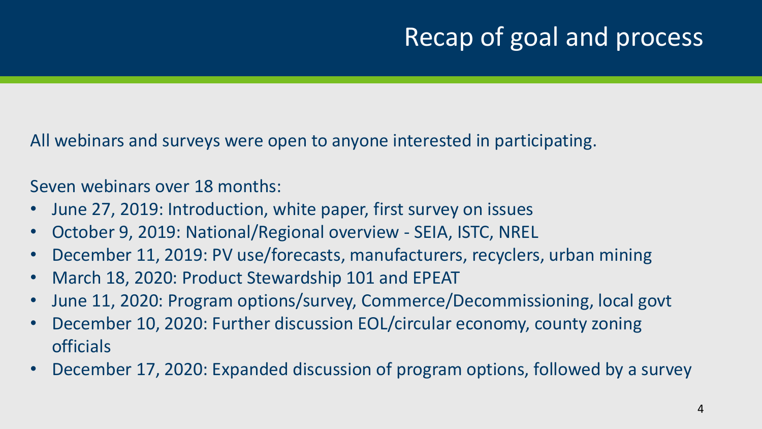# Recap of goal and process

All webinars and surveys were open to anyone interested in participating.

Seven webinars over 18 months:

- June 27, 2019: Introduction, white paper, first survey on issues
- October 9, 2019: National/Regional overview - SEIA, ISTC, NREL
- December 11, 2019: PV use/forecasts, manufacturers, recyclers, urban mining
- March 18, 2020: Product Stewardship 101 and EPEAT
- June 11, 2020: Program options/survey, Commerce/Decommissioning, local govt
- December 10, 2020: Further discussion EOL/circular economy, county zoning officials
- December 17, 2020: Expanded discussion of program options, followed by a survey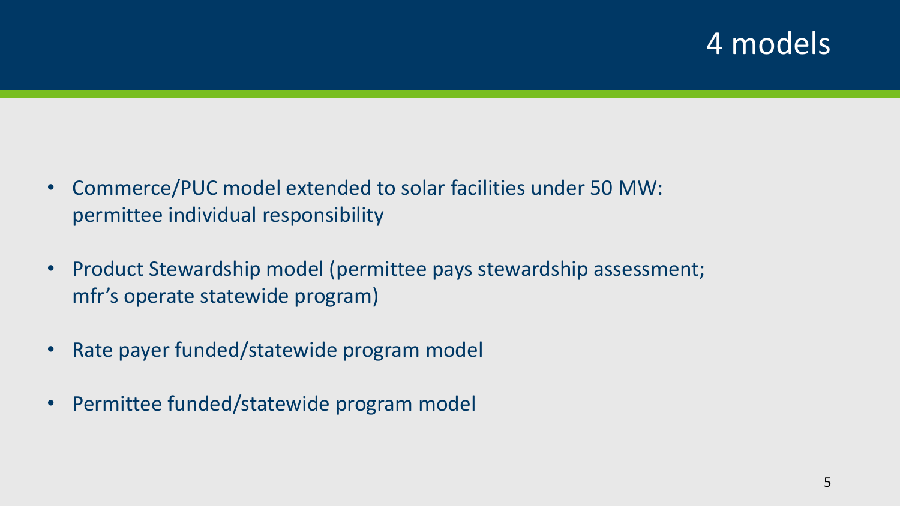# 4 models

- Commerce/PUC model extended to solar facilities under 50 MW: permittee individual responsibility
- Product Stewardship model (permittee pays stewardship assessment; mfr's operate statewide program)
- Rate payer funded/statewide program model
- Permittee funded/statewide program model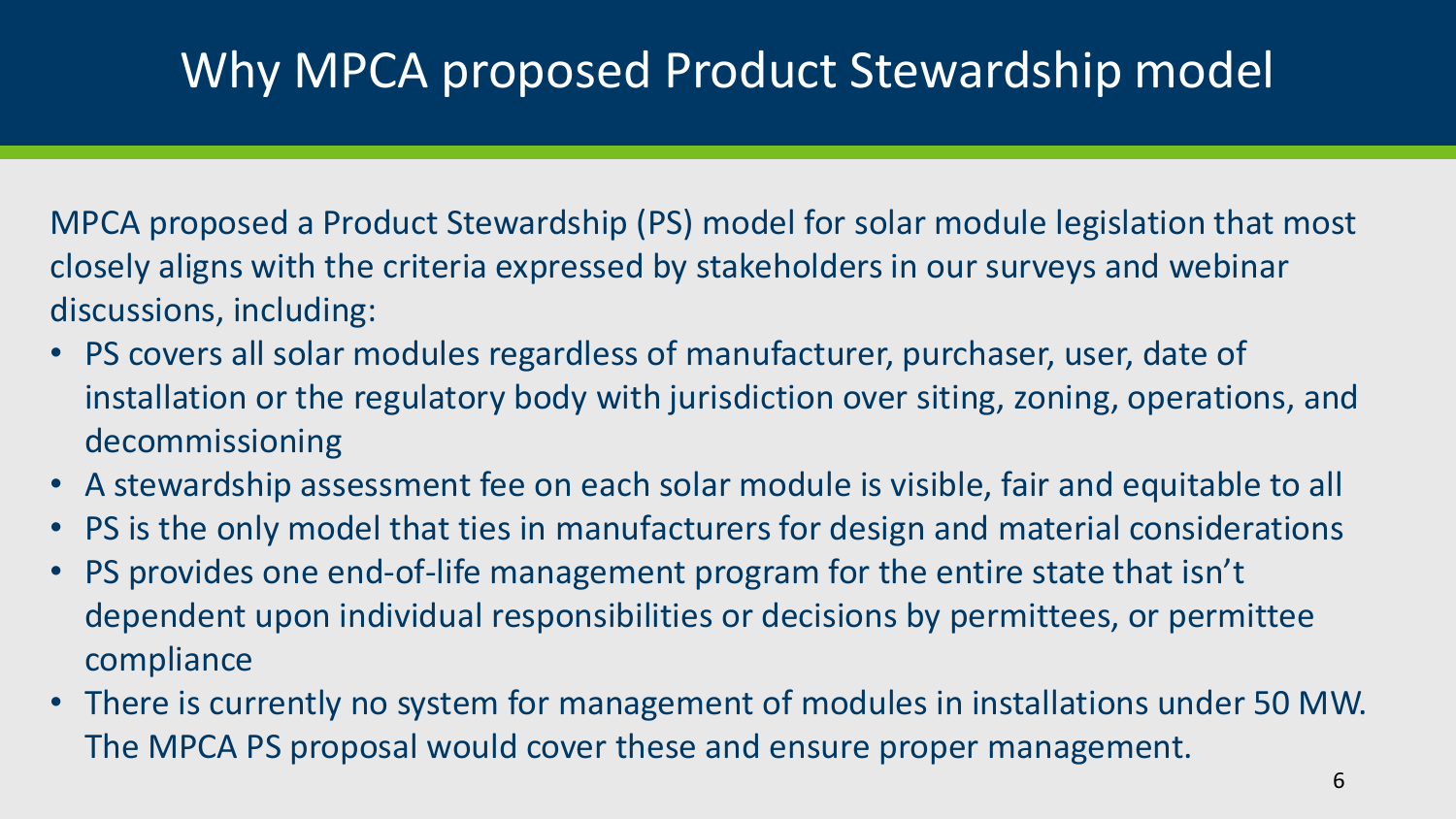# Why MPCA proposed Product Stewardship model

MPCA proposed a Product Stewardship (PS) model for solar module legislation that most closely aligns with the criteria expressed by stakeholders in our surveys and webinar discussions, including:

- PS covers all solar modules regardless of manufacturer, purchaser, user, date of installation or the regulatory body with jurisdiction over siting, zoning, operations, and decommissioning
- A stewardship assessment fee on each solar module is visible, fair and equitable to all
- PS is the only model that ties in manufacturers for design and material considerations
- PS provides one end-of-life management program for the entire state that isn't dependent upon individual responsibilities or decisions by permittees, or permittee compliance
- There is currently no system for management of modules in installations under 50 MW. The MPCA PS proposal would cover these and ensure proper management.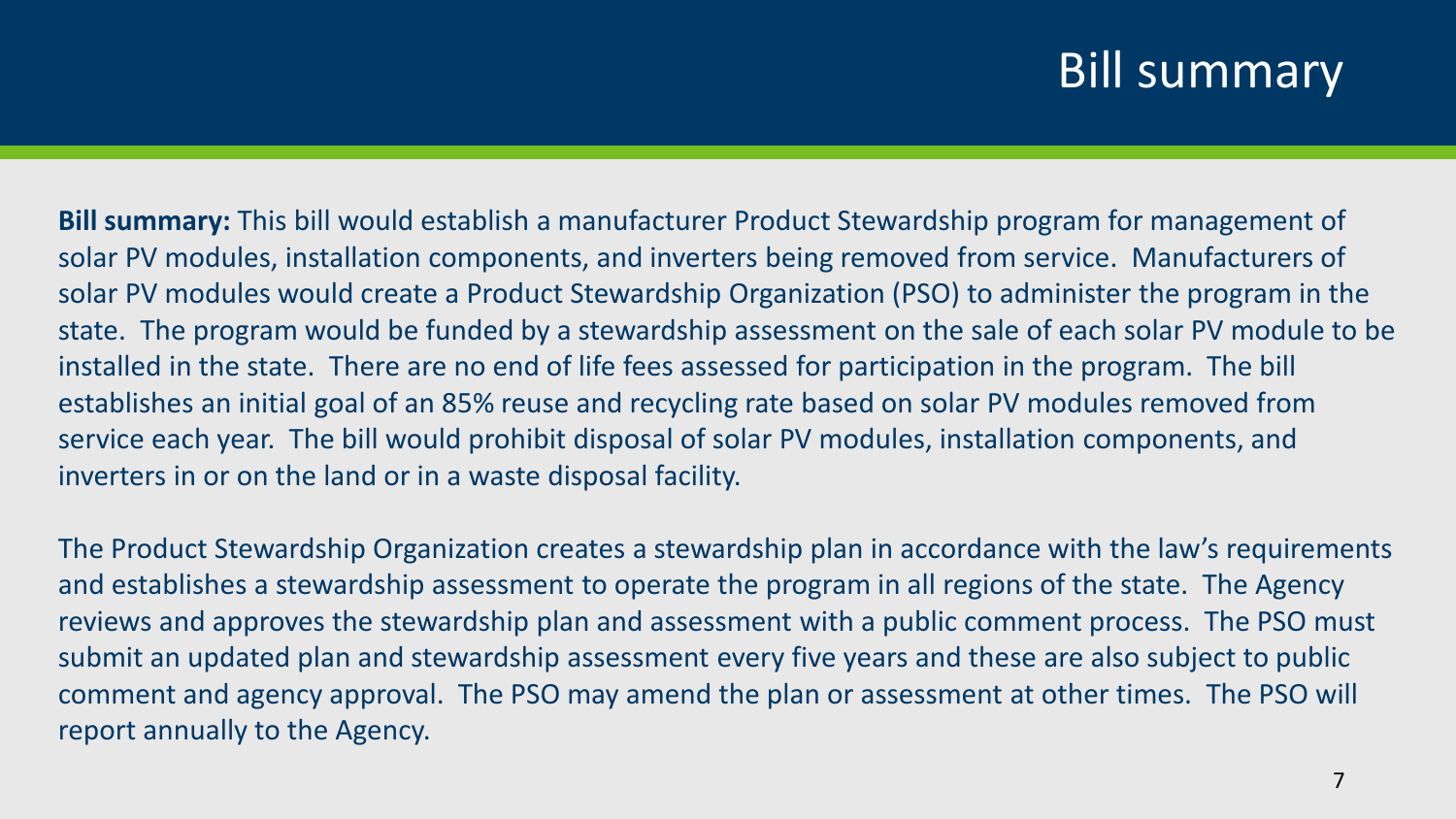# Bill summary

**Bill summary:** This bill would establish a manufacturer Product Stewardship program for management of solar PV modules, installation components, and inverters being removed from service. Manufacturers of solar PV modules would create a Product Stewardship Organization (PSO) to administer the program in the state. The program would be funded by a stewardship assessment on the sale of each solar PV module to be installed in the state. There are no end of life fees assessed for participation in the program. The bill establishes an initial goal of an 85% reuse and recycling rate based on solar PV modules removed from service each year. The bill would prohibit disposal of solar PV modules, installation components, and inverters in or on the land or in a waste disposal facility.

The Product Stewardship Organization creates a stewardship plan in accordance with the law's requirements and establishes a stewardship assessment to operate the program in all regions of the state. The Agency reviews and approves the stewardship plan and assessment with a public comment process. The PSO must submit an updated plan and stewardship assessment every five years and these are also subject to public comment and agency approval. The PSO may amend the plan or assessment at other times. The PSO will report annually to the Agency.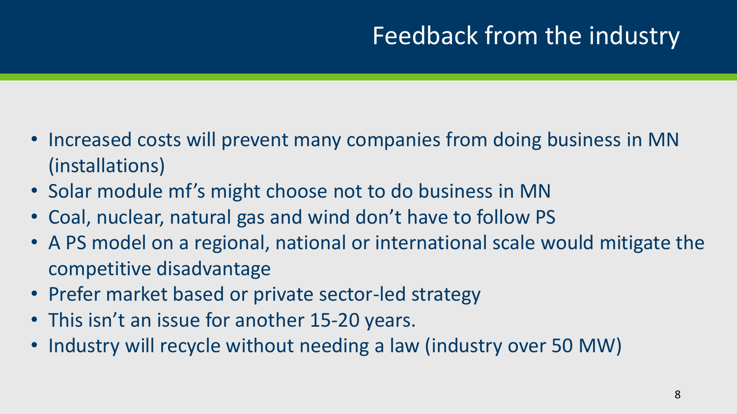# Feedback from the industry

- Increased costs will prevent many companies from doing business in MN (installations)
- Solar module mf's might choose not to do business in MN
- Coal, nuclear, natural gas and wind don't have to follow PS
- A PS model on a regional, national or international scale would mitigate the competitive disadvantage
- Prefer market based or private sector-led strategy
- This isn't an issue for another 15-20 years.
- Industry will recycle without needing a law (industry over 50 MW)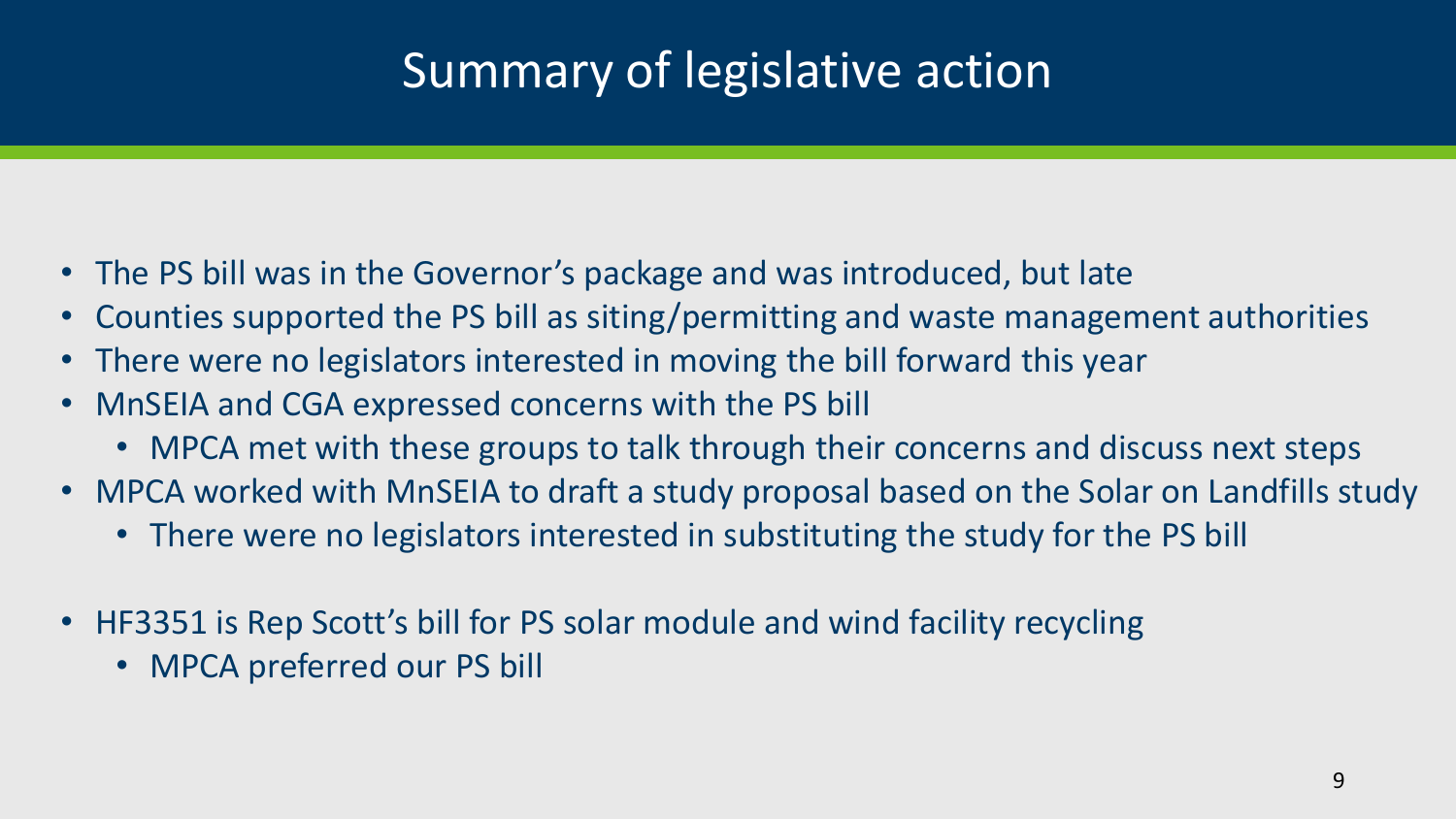# Summary of legislative action

- The PS bill was in the Governor's package and was introduced, but late
- Counties supported the PS bill as siting/permitting and waste management authorities
- There were no legislators interested in moving the bill forward this year
- MnSEIA and CGA expressed concerns with the PS bill
  - MPCA met with these groups to talk through their concerns and discuss next steps
- MPCA worked with MnSEIA to draft a study proposal based on the Solar on Landfills study
  - There were no legislators interested in substituting the study for the PS bill

- HF3351 is Rep Scott's bill for PS solar module and wind facility recycling
  - MPCA preferred our PS bill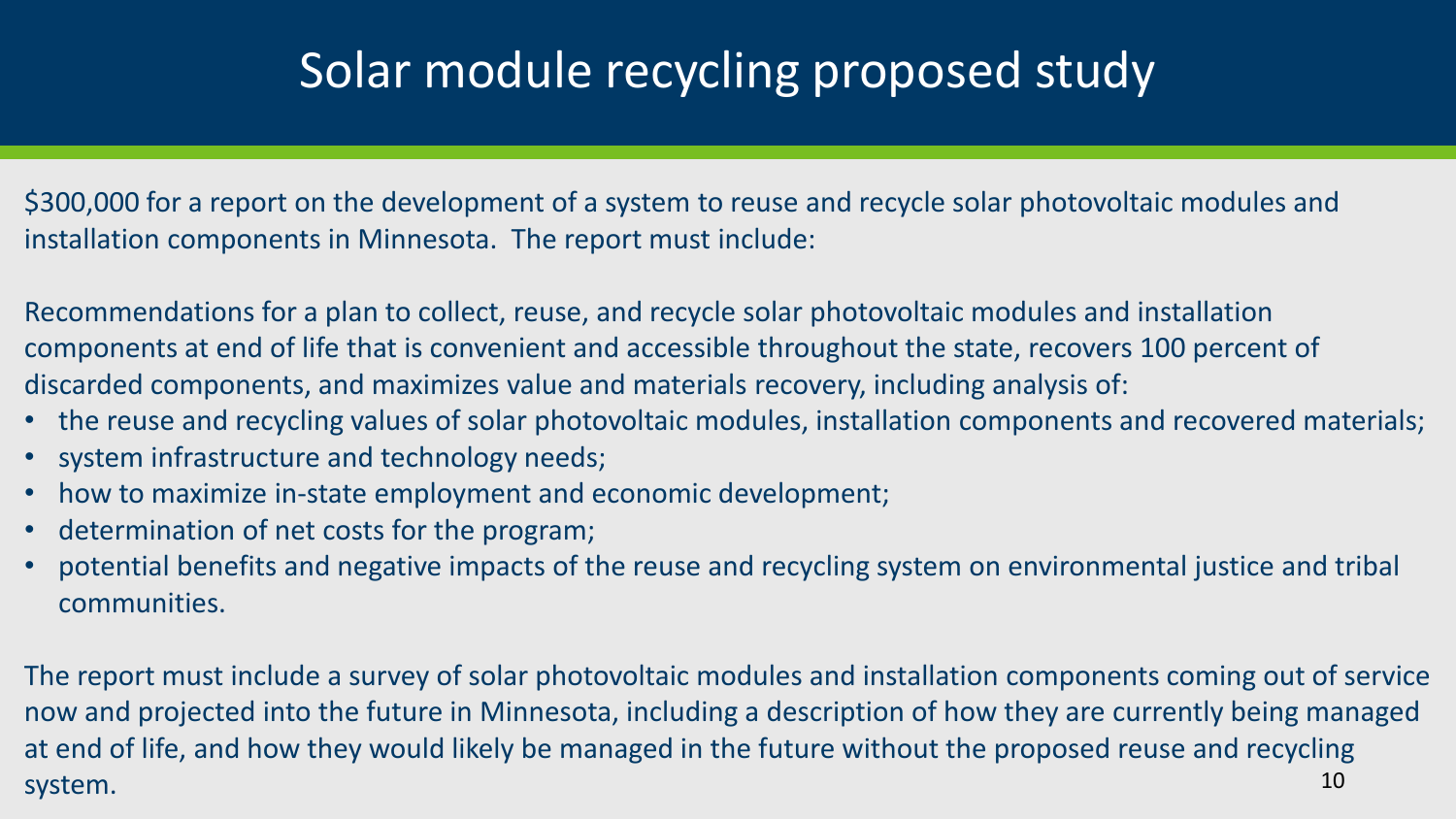# Solar module recycling proposed study

$300,000 for a report on the development of a system to reuse and recycle solar photovoltaic modules and installation components in Minnesota. The report must include:

Recommendations for a plan to collect, reuse, and recycle solar photovoltaic modules and installation components at end of life that is convenient and accessible throughout the state, recovers 100 percent of discarded components, and maximizes value and materials recovery, including analysis of:

- the reuse and recycling values of solar photovoltaic modules, installation components and recovered materials;
- system infrastructure and technology needs;
- how to maximize in-state employment and economic development;
- determination of net costs for the program;
- potential benefits and negative impacts of the reuse and recycling system on environmental justice and tribal communities.

The report must include a survey of solar photovoltaic modules and installation components coming out of service now and projected into the future in Minnesota, including a description of how they are currently being managed at end of life, and how they would likely be managed in the future without the proposed reuse and recycling system.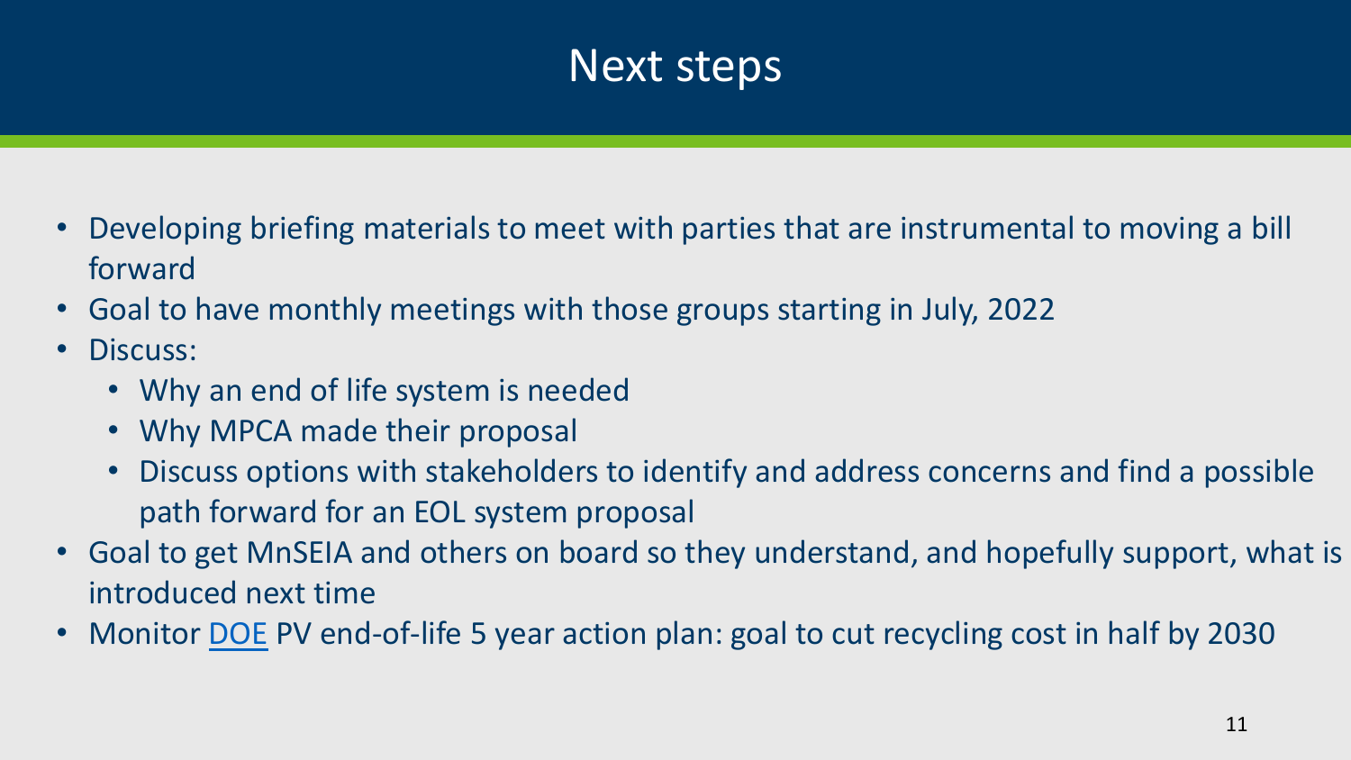# Next steps

- Developing briefing materials to meet with parties that are instrumental to moving a bill forward
- Goal to have monthly meetings with those groups starting in July, 2022
- Discuss:
  - Why an end of life system is needed
  - Why MPCA made their proposal
  - Discuss options with stakeholders to identify and address concerns and find a possible path forward for an EOL system proposal
- Goal to get MnSEIA and others on board so they understand, and hopefully support, what is introduced next time
- Monitor DOE PV end-of-life 5 year action plan: goal to cut recycling cost in half by 2030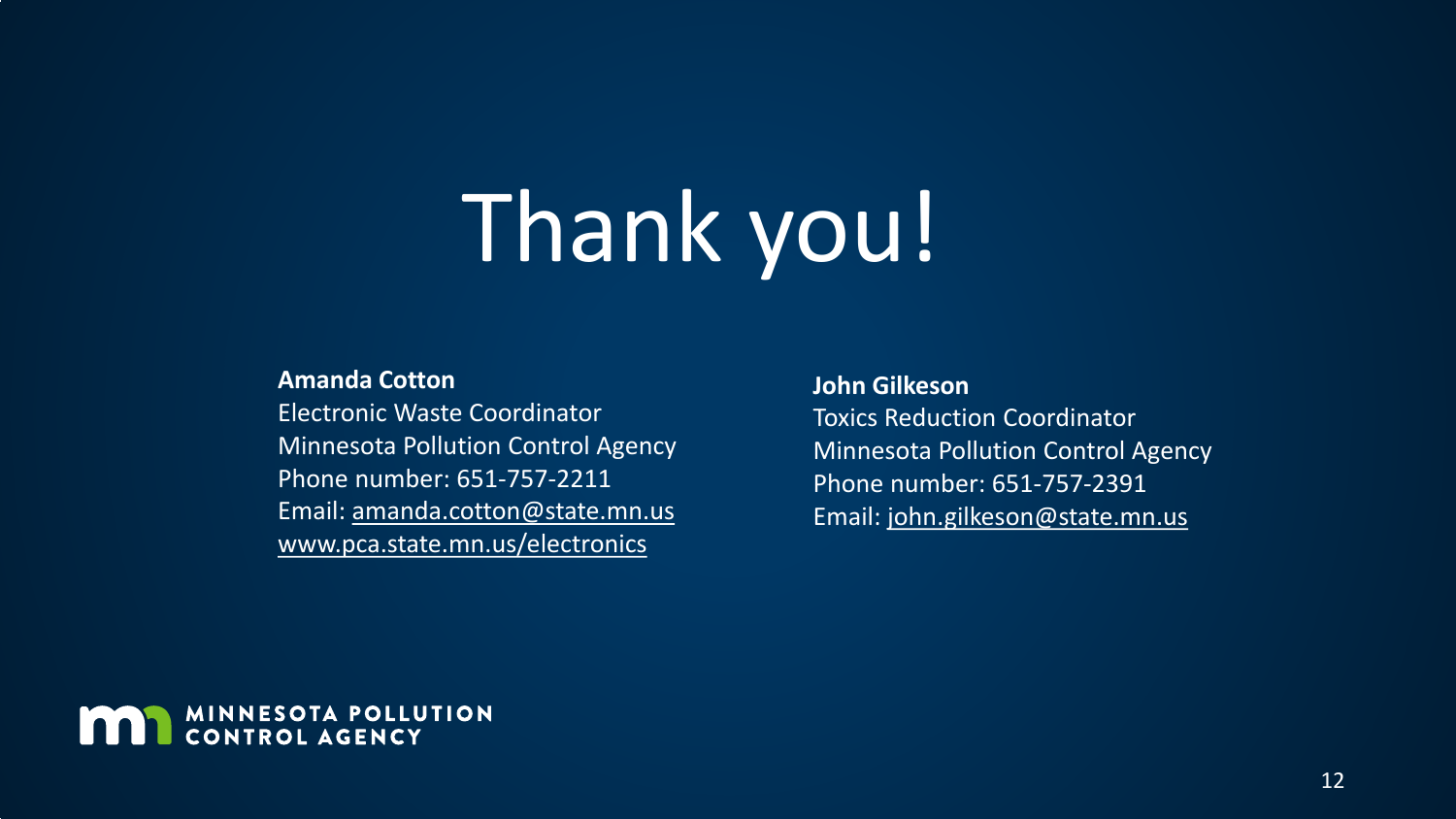# Thank you!

**Amanda Cotton**
Electronic Waste Coordinator
Minnesota Pollution Control Agency
Phone number: 651-757-2211
Email: amanda.cotton@state.mn.us
www.pca.state.mn.us/electronics

**John Gilkeson**
Toxics Reduction Coordinator
Minnesota Pollution Control Agency
Phone number: 651-757-2391
Email: john.gilkeson@state.mn.us

MINNESOTA POLLUTION CONTROL AGENCY